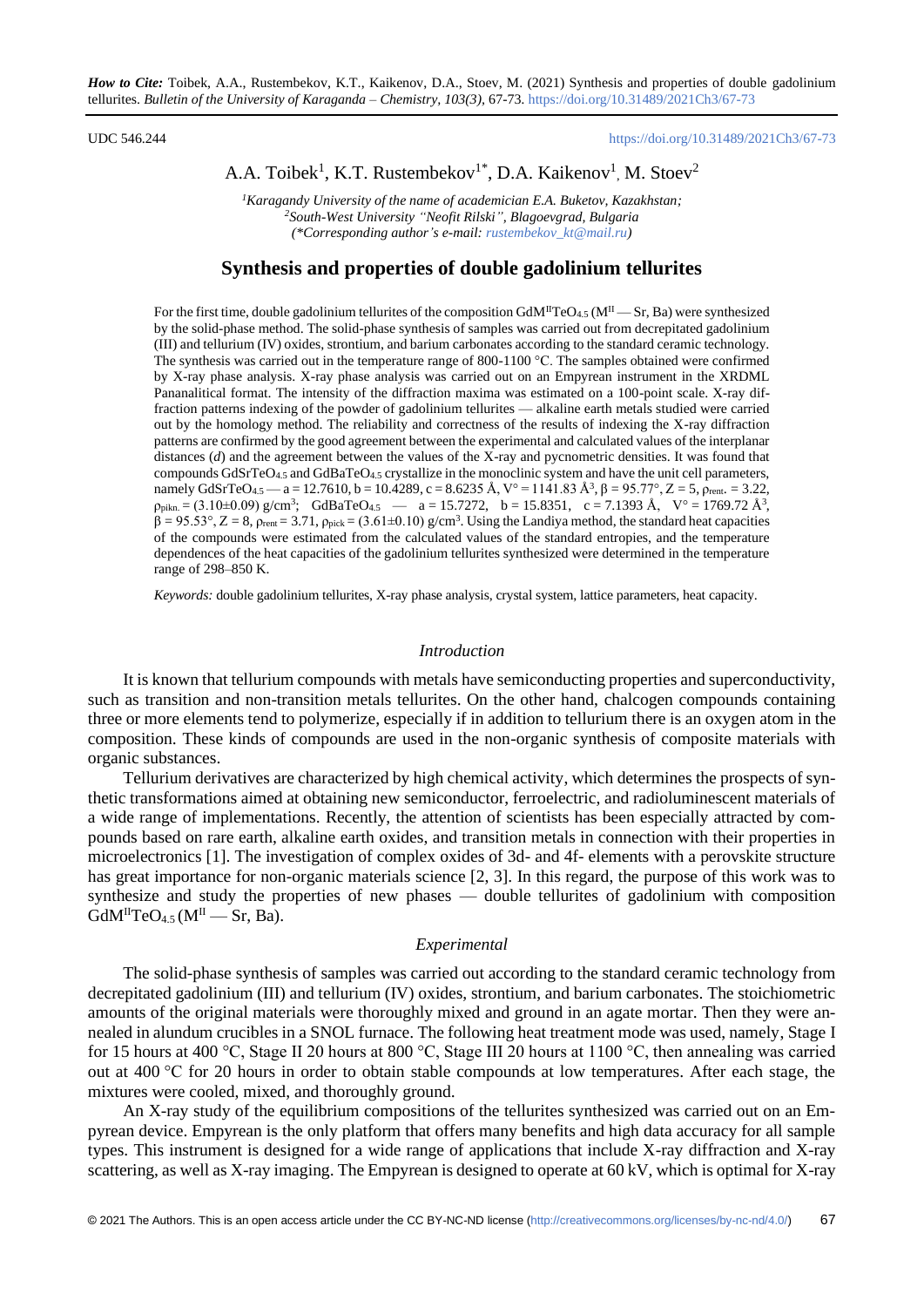*How to Cite:* Toibek, A.A., Rustembekov, K.T., Kaikenov, D.A., Stoev, M. (2021) Synthesis and properties of double gadolinium tellurites. *Bulletin of the University of Karaganda – Chemistry, 103(3),* 67-73. https://doi.org/10.31489/2021Ch3/67-73

UDC 546.244

https://doi.org/10.31489/2021Ch3/67-73

A.A. Toibek[1], K.T. Rustembekov[1*], D.A. Kaikenov[1], M. Stoev[2]

*[1]Karagandy University of the name of academician E.A. Buketov, Kazakhstan;*
*[2]South-West University "Neofit Rilski", Blagoevgrad, Bulgaria*
*(\*Corresponding author's e-mail: rustembekov_kt@mail.ru)*

# Synthesis and properties of double gadolinium tellurites

For the first time, double gadolinium tellurites of the composition $GdM^{II}TeO_{4.5}$ ($M^{II}$ — Sr, Ba) were synthesized by the solid-phase method. The solid-phase synthesis of samples was carried out from decrepitated gadolinium (III) and tellurium (IV) oxides, strontium, and barium carbonates according to the standard ceramic technology. The synthesis was carried out in the temperature range of 800-1100 °C. The samples obtained were confirmed by X-ray phase analysis. X-ray phase analysis was carried out on an Empyrean instrument in the XRDML Pananalitical format. The intensity of the diffraction maxima was estimated on a 100-point scale. X-ray diffraction patterns indexing of the powder of gadolinium tellurites — alkaline earth metals studied were carried out by the homology method. The reliability and correctness of the results of indexing the X-ray diffraction patterns are confirmed by the good agreement between the experimental and calculated values of the interplanar distances (*d*) and the agreement between the values of the X-ray and pycnometric densities. It was found that compounds $GdSrTeO_{4.5}$ and $GdBaTeO_{4.5}$ crystallize in the monoclinic system and have the unit cell parameters, namely $GdSrTeO_{4.5}$ — a = 12.7610, b = 10.4289, c = 8.6235 Å, $V^\circ$ = 1141.83 $Å^3$, β = 95.77°, Z = 5, $\rho_{rent.}$ = 3.22, $\rho_{pikn.}$ = (3.10±0.09) $g/cm^3$; $GdBaTeO_{4.5}$ — a = 15.7272, b = 15.8351, c = 7.1393 Å, $V^\circ$ = 1769.72 $Å^3$, β = 95.53°, Z = 8, $\rho_{rent}$ = 3.71, $\rho_{pick}$ = (3.61±0.10) $g/cm^3$. Using the Landiya method, the standard heat capacities of the compounds were estimated from the calculated values of the standard entropies, and the temperature dependences of the heat capacities of the gadolinium tellurites synthesized were determined in the temperature range of 298–850 K.

*Keywords:* double gadolinium tellurites, X-ray phase analysis, crystal system, lattice parameters, heat capacity.

## *Introduction*

It is known that tellurium compounds with metals have semiconducting properties and superconductivity, such as transition and non-transition metals tellurites. On the other hand, chalcogen compounds containing three or more elements tend to polymerize, especially if in addition to tellurium there is an oxygen atom in the composition. These kinds of compounds are used in the non-organic synthesis of composite materials with organic substances.

Tellurium derivatives are characterized by high chemical activity, which determines the prospects of synthetic transformations aimed at obtaining new semiconductor, ferroelectric, and radioluminescent materials of a wide range of implementations. Recently, the attention of scientists has been especially attracted by compounds based on rare earth, alkaline earth oxides, and transition metals in connection with their properties in microelectronics [1]. The investigation of complex oxides of 3d- and 4f- elements with a perovskite structure has great importance for non-organic materials science [2, 3]. In this regard, the purpose of this work was to synthesize and study the properties of new phases — double tellurites of gadolinium with composition $GdM^{II}TeO_{4.5}$ ($M^{II}$ — Sr, Ba).

## *Experimental*

The solid-phase synthesis of samples was carried out according to the standard ceramic technology from decrepitated gadolinium (III) and tellurium (IV) oxides, strontium, and barium carbonates. The stoichiometric amounts of the original materials were thoroughly mixed and ground in an agate mortar. Then they were annealed in alundum crucibles in a SNOL furnace. The following heat treatment mode was used, namely, Stage I for 15 hours at 400 °C, Stage II 20 hours at 800 °C, Stage III 20 hours at 1100 °C, then annealing was carried out at 400 °C for 20 hours in order to obtain stable compounds at low temperatures. After each stage, the mixtures were cooled, mixed, and thoroughly ground.

An X-ray study of the equilibrium compositions of the tellurites synthesized was carried out on an Empyrean device. Empyrean is the only platform that offers many benefits and high data accuracy for all sample types. This instrument is designed for a wide range of applications that include X-ray diffraction and X-ray scattering, as well as X-ray imaging. The Empyrean is designed to operate at 60 kV, which is optimal for X-ray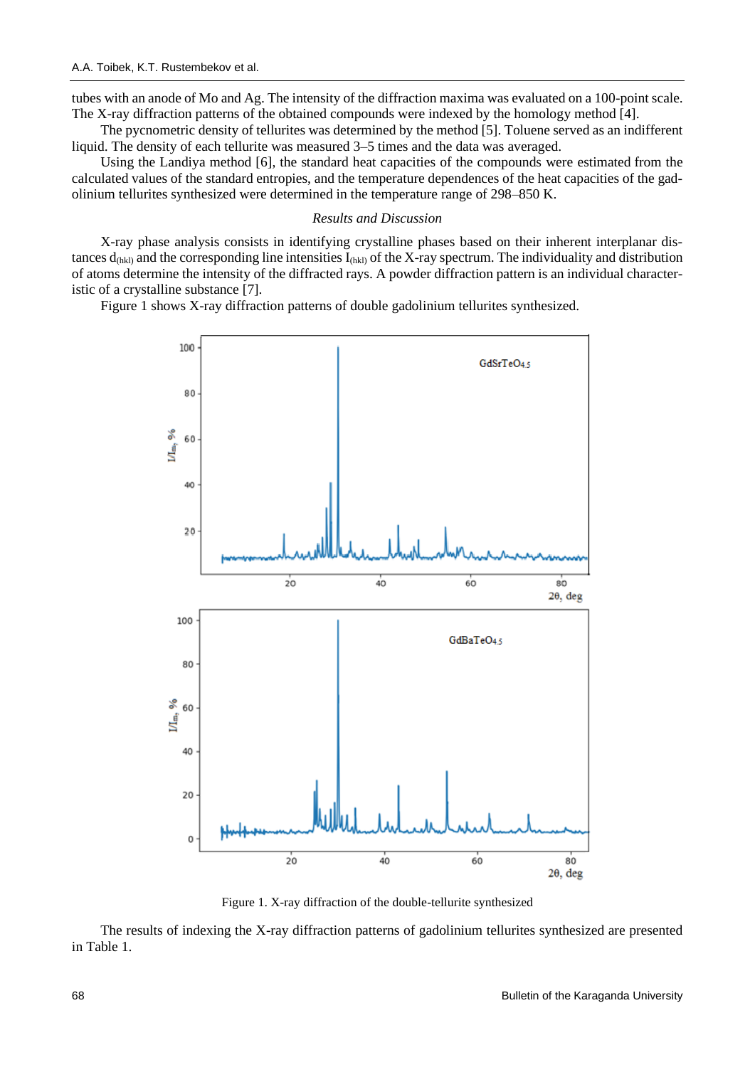tubes with an anode of Mo and Ag. The intensity of the diffraction maxima was evaluated on a 100-point scale. The X-ray diffraction patterns of the obtained compounds were indexed by the homology method [4].

The pycnometric density of tellurites was determined by the method [5]. Toluene served as an indifferent liquid. The density of each tellurite was measured 3–5 times and the data was averaged.

Using the Landiya method [6], the standard heat capacities of the compounds were estimated from the calculated values of the standard entropies, and the temperature dependences of the heat capacities of the gadolinium tellurites synthesized were determined in the temperature range of 298–850 K.

*Results and Discussion*

X-ray phase analysis consists in identifying crystalline phases based on their inherent interplanar distances $d_{(hkl)}$ and the corresponding line intensities $I_{(hkl)}$ of the X-ray spectrum. The individuality and distribution of atoms determine the intensity of the diffracted rays. A powder diffraction pattern is an individual characteristic of a crystalline substance [7].

Figure 1 shows X-ray diffraction patterns of double gadolinium tellurites synthesized.

Figure 1. X-ray diffraction of the double-tellurite synthesized

The results of indexing the X-ray diffraction patterns of gadolinium tellurites synthesized are presented in Table 1.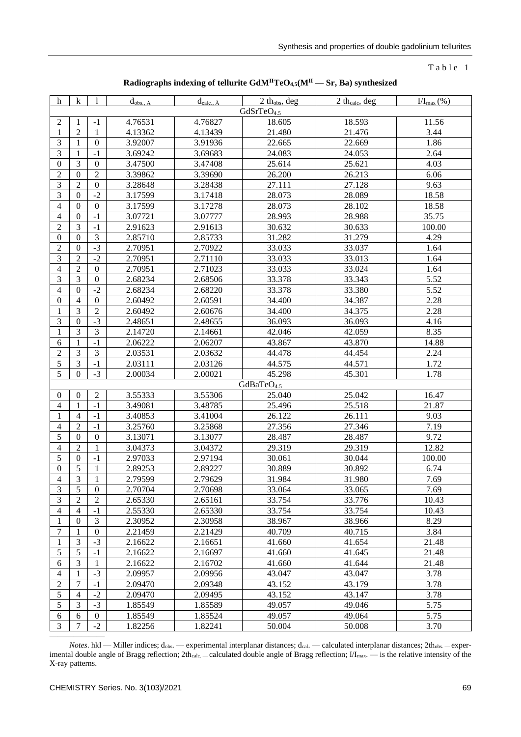Table 1

**Radiographs indexing of tellurite $GdM^{II}TeO_{4,5}$($M^{II}$ — Sr, Ba) synthesized**

| h | k | l | $d_{obs.}$, Å | $d_{calc.}$, Å | 2 $th_{obs}$, deg | 2 $th_{calc}$, deg | $I/I_{max}$ (%) |
|---|---|---|---|---|---|---|---|
| $GdSrTeO_{4.5}$ | | | | | | | |
| 2 | 1 | -1 | 4.76531 | 4.76827 | 18.605 | 18.593 | 11.56 |
| 1 | 2 | 1 | 4.13362 | 4.13439 | 21.480 | 21.476 | 3.44 |
| 3 | 1 | 0 | 3.92007 | 3.91936 | 22.665 | 22.669 | 1.86 |
| 3 | 1 | -1 | 3.69242 | 3.69683 | 24.083 | 24.053 | 2.64 |
| 0 | 3 | 0 | 3.47500 | 3.47408 | 25.614 | 25.621 | 4.03 |
| 2 | 0 | 2 | 3.39862 | 3.39690 | 26.200 | 26.213 | 6.06 |
| 3 | 2 | 0 | 3.28648 | 3.28438 | 27.111 | 27.128 | 9.63 |
| 3 | 0 | -2 | 3.17599 | 3.17418 | 28.073 | 28.089 | 18.58 |
| 4 | 0 | 0 | 3.17599 | 3.17278 | 28.073 | 28.102 | 18.58 |
| 4 | 0 | -1 | 3.07721 | 3.07777 | 28.993 | 28.988 | 35.75 |
| 2 | 3 | -1 | 2.91623 | 2.91613 | 30.632 | 30.633 | 100.00 |
| 0 | 0 | 3 | 2.85710 | 2.85733 | 31.282 | 31.279 | 4.29 |
| 2 | 0 | -3 | 2.70951 | 2.70922 | 33.033 | 33.037 | 1.64 |
| 3 | 2 | -2 | 2.70951 | 2.71110 | 33.033 | 33.013 | 1.64 |
| 4 | 2 | 0 | 2.70951 | 2.71023 | 33.033 | 33.024 | 1.64 |
| 3 | 3 | 0 | 2.68234 | 2.68506 | 33.378 | 33.343 | 5.52 |
| 4 | 0 | -2 | 2.68234 | 2.68220 | 33.378 | 33.380 | 5.52 |
| 0 | 4 | 0 | 2.60492 | 2.60591 | 34.400 | 34.387 | 2.28 |
| 1 | 3 | 2 | 2.60492 | 2.60676 | 34.400 | 34.375 | 2.28 |
| 3 | 0 | -3 | 2.48651 | 2.48655 | 36.093 | 36.093 | 4.16 |
| 1 | 3 | 3 | 2.14720 | 2.14661 | 42.046 | 42.059 | 8.35 |
| 6 | 1 | -1 | 2.06222 | 2.06207 | 43.867 | 43.870 | 14.88 |
| 2 | 3 | 3 | 2.03531 | 2.03632 | 44.478 | 44.454 | 2.24 |
| 5 | 3 | -1 | 2.03111 | 2.03126 | 44.575 | 44.571 | 1.72 |
| 5 | 0 | -3 | 2.00034 | 2.00021 | 45.298 | 45.301 | 1.78 |
| $GdBaTeO_{4.5}$ | | | | | | | |
| 0 | 0 | 2 | 3.55333 | 3.55306 | 25.040 | 25.042 | 16.47 |
| 4 | 1 | -1 | 3.49081 | 3.48785 | 25.496 | 25.518 | 21.87 |
| 1 | 4 | -1 | 3.40853 | 3.41004 | 26.122 | 26.111 | 9.03 |
| 4 | 2 | -1 | 3.25760 | 3.25868 | 27.356 | 27.346 | 7.19 |
| 5 | 0 | 0 | 3.13071 | 3.13077 | 28.487 | 28.487 | 9.72 |
| 4 | 2 | 1 | 3.04373 | 3.04372 | 29.319 | 29.319 | 12.82 |
| 5 | 0 | -1 | 2.97033 | 2.97194 | 30.061 | 30.044 | 100.00 |
| 0 | 5 | 1 | 2.89253 | 2.89227 | 30.889 | 30.892 | 6.74 |
| 4 | 3 | 1 | 2.79599 | 2.79629 | 31.984 | 31.980 | 7.69 |
| 3 | 5 | 0 | 2.70704 | 2.70698 | 33.064 | 33.065 | 7.69 |
| 3 | 2 | 2 | 2.65330 | 2.65161 | 33.754 | 33.776 | 10.43 |
| 4 | 4 | -1 | 2.55330 | 2.65330 | 33.754 | 33.754 | 10.43 |
| 1 | 0 | 3 | 2.30952 | 2.30958 | 38.967 | 38.966 | 8.29 |
| 7 | 1 | 0 | 2.21459 | 2.21429 | 40.709 | 40.715 | 3.84 |
| 1 | 3 | -3 | 2.16622 | 2.16651 | 41.660 | 41.654 | 21.48 |
| 5 | 5 | -1 | 2.16622 | 2.16697 | 41.660 | 41.645 | 21.48 |
| 6 | 3 | 1 | 2.16622 | 2.16702 | 41.660 | 41.644 | 21.48 |
| 4 | 1 | -3 | 2.09957 | 2.09956 | 43.047 | 43.047 | 3.78 |
| 2 | 7 | -1 | 2.09470 | 2.09348 | 43.152 | 43.179 | 3.78 |
| 5 | 4 | -2 | 2.09470 | 2.09495 | 43.152 | 43.147 | 3.78 |
| 5 | 3 | -3 | 1.85549 | 1.85589 | 49.057 | 49.046 | 5.75 |
| 6 | 6 | 0 | 1.85549 | 1.85524 | 49.057 | 49.064 | 5.75 |
| 3 | 7 | -2 | 1.82256 | 1.82241 | 50.004 | 50.008 | 3.70 |

*Notes*. hkl — Miller indices; $d_{obs.}$ — experimental interplanar distances; $d_{cal.}$ — calculated interplanar distances; $2th_{obs.}$ — experimental double angle of Bragg reflection; $2th_{calc.}$ — calculated double angle of Bragg reflection; $I/I_{max.}$ — is the relative intensity of the X-ray patterns.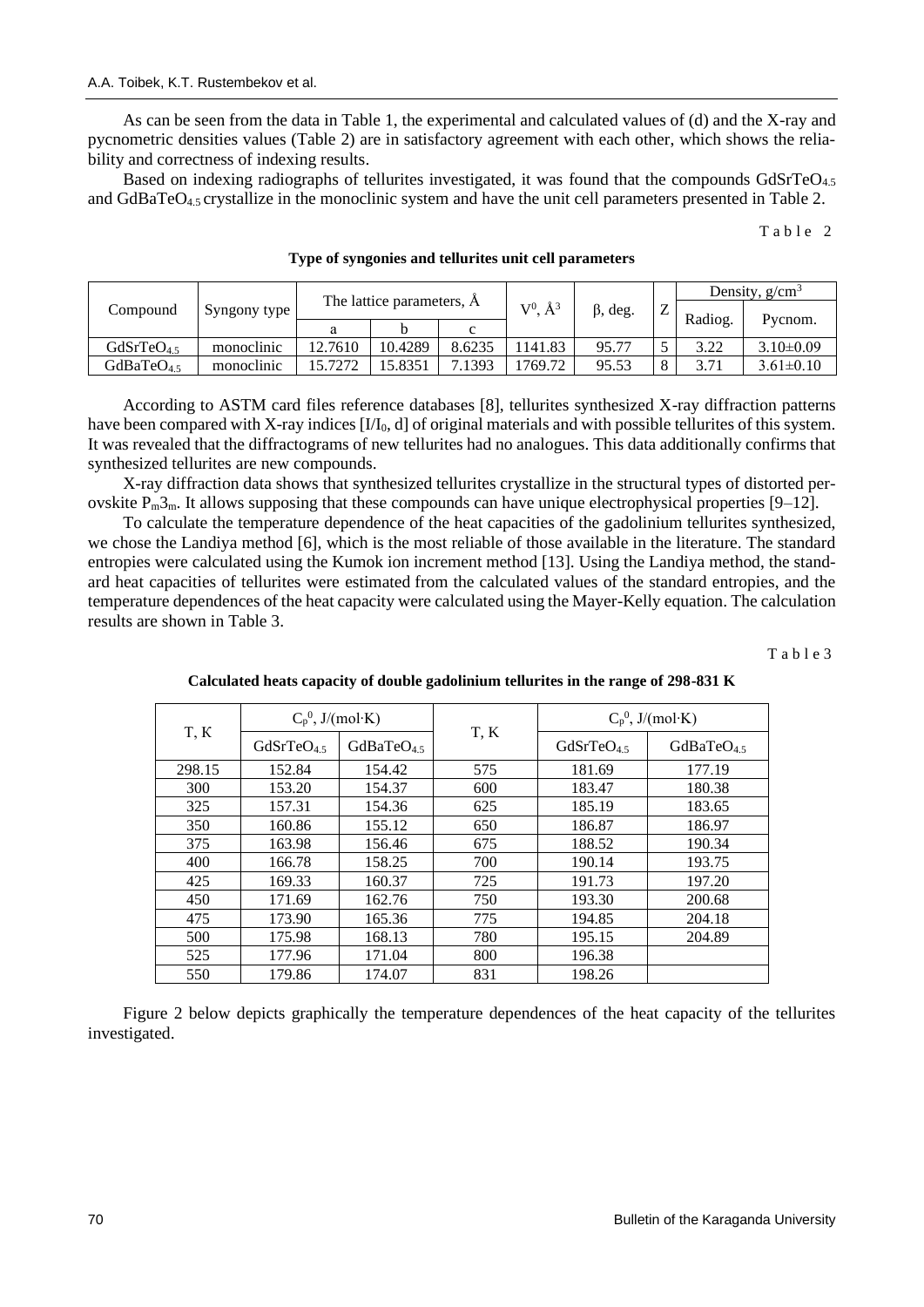As can be seen from the data in Table 1, the experimental and calculated values of (d) and the X-ray and pycnometric densities values (Table 2) are in satisfactory agreement with each other, which shows the reliability and correctness of indexing results.

Based on indexing radiographs of tellurites investigated, it was found that the compounds $GdSrTeO_{4.5}$ and $GdBaTeO_{4.5}$ crystallize in the monoclinic system and have the unit cell parameters presented in Table 2.

Table 2

**Type of syngonies and tellurites unit cell parameters**

| Compound | Syngony type | The lattice parameters, Å | | | $V^0$, Å$^3$ | β, deg. | Z | Density, g/cm$^3$ | |
|---|---|---|---|---|---|---|---|---|---|
| | | a | b | c | | | | Radiog. | Pycnom. |
| $GdSrTeO_{4.5}$ | monoclinic | 12.7610 | 10.4289 | 8.6235 | 1141.83 | 95.77 | 5 | 3.22 | 3.10±0.09 |
| $GdBaTeO_{4.5}$ | monoclinic | 15.7272 | 15.8351 | 7.1393 | 1769.72 | 95.53 | 8 | 3.71 | 3.61±0.10 |

According to ASTM card files reference databases [8], tellurites synthesized X-ray diffraction patterns have been compared with X-ray indices [$I/I_0$, d] of original materials and with possible tellurites of this system. It was revealed that the diffractograms of new tellurites had no analogues. This data additionally confirms that synthesized tellurites are new compounds.

X-ray diffraction data shows that synthesized tellurites crystallize in the structural types of distorted perovskite $P_m3_m$. It allows supposing that these compounds can have unique electrophysical properties [9–12].

To calculate the temperature dependence of the heat capacities of the gadolinium tellurites synthesized, we chose the Landiya method [6], which is the most reliable of those available in the literature. The standard entropies were calculated using the Kumok ion increment method [13]. Using the Landiya method, the standard heat capacities of tellurites were estimated from the calculated values of the standard entropies, and the temperature dependences of the heat capacity were calculated using the Mayer-Kelly equation. The calculation results are shown in Table 3.

Table 3

**Calculated heats capacity of double gadolinium tellurites in the range of 298-831 K**

| T, K | $C_p^0$, J/(mol·K) | | T, K | $C_p^0$, J/(mol·K) | |
|---|---|---|---|---|---|
| | $GdSrTeO_{4.5}$ | $GdBaTeO_{4.5}$ | | $GdSrTeO_{4.5}$ | $GdBaTeO_{4.5}$ |
| 298.15 | 152.84 | 154.42 | 575 | 181.69 | 177.19 |
| 300 | 153.20 | 154.37 | 600 | 183.47 | 180.38 |
| 325 | 157.31 | 154.36 | 625 | 185.19 | 183.65 |
| 350 | 160.86 | 155.12 | 650 | 186.87 | 186.97 |
| 375 | 163.98 | 156.46 | 675 | 188.52 | 190.34 |
| 400 | 166.78 | 158.25 | 700 | 190.14 | 193.75 |
| 425 | 169.33 | 160.37 | 725 | 191.73 | 197.20 |
| 450 | 171.69 | 162.76 | 750 | 193.30 | 200.68 |
| 475 | 173.90 | 165.36 | 775 | 194.85 | 204.18 |
| 500 | 175.98 | 168.13 | 780 | 195.15 | 204.89 |
| 525 | 177.96 | 171.04 | 800 | 196.38 | |
| 550 | 179.86 | 174.07 | 831 | 198.26 | |

Figure 2 below depicts graphically the temperature dependences of the heat capacity of the tellurites investigated.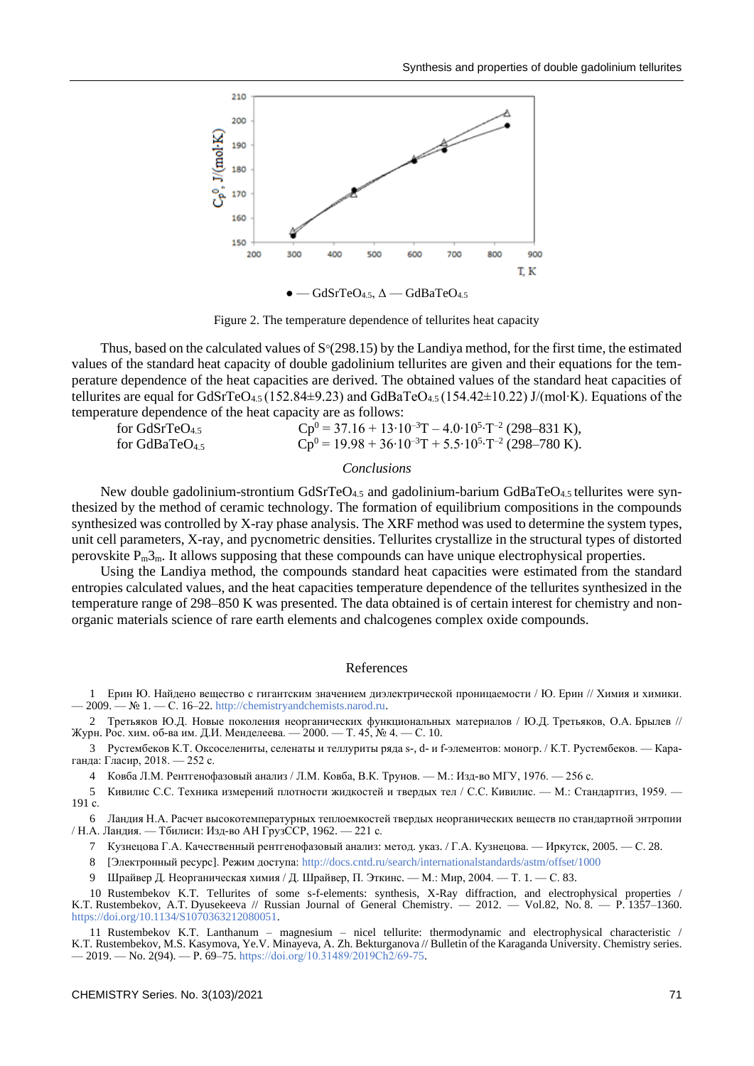● — $GdSrTeO_{4.5}$, Δ — $GdBaTeO_{4.5}$

Figure 2. The temperature dependence of tellurites heat capacity

Thus, based on the calculated values of $S°(298.15)$ by the Landiya method, for the first time, the estimated values of the standard heat capacity of double gadolinium tellurites are given and their equations for the temperature dependence of the heat capacities are derived. The obtained values of the standard heat capacities of tellurites are equal for $GdSrTeO_{4.5}$ (152.84±9.23) and $GdBaTeO_{4.5}$ (154.42±10.22) J/(mol·K). Equations of the temperature dependence of the heat capacity are as follows:

for $GdSrTeO_{4.5}$ $Cp^0 = 37.16 + 13 \cdot 10^{-3}T - 4.0 \cdot 10^5 \cdot T^{-2}$ (298–831 K),

for $GdBaTeO_{4.5}$ $Cp^0 = 19.98 + 36 \cdot 10^{-3}T + 5.5 \cdot 10^5 \cdot T^{-2}$ (298–780 K).

## *Conclusions*

New double gadolinium-strontium $GdSrTeO_{4.5}$ and gadolinium-barium $GdBaTeO_{4.5}$ tellurites were synthesized by the method of ceramic technology. The formation of equilibrium compositions in the compounds synthesized was controlled by X-ray phase analysis. The XRF method was used to determine the system types, unit cell parameters, X-ray, and pycnometric densities. Tellurites crystallize in the structural types of distorted perovskite $P_m3_m$. It allows supposing that these compounds can have unique electrophysical properties.

Using the Landiya method, the compounds standard heat capacities were estimated from the standard entropies calculated values, and the heat capacities temperature dependence of the tellurites synthesized in the temperature range of 298–850 K was presented. The data obtained is of certain interest for chemistry and non-organic materials science of rare earth elements and chalcogenes complex oxide compounds.

## References

1 Ерин Ю. Найдено вещество с гигантским значением диэлектрической проницаемости / Ю. Ерин // Химия и химики. — 2009. — № 1. — С. 16–22. http://chemistryandchemists.narod.ru.

2 Третьяков Ю.Д. Новые поколения неорганических функциональных материалов / Ю.Д. Третьяков, О.А. Брылев // Журн. Рос. хим. об-ва им. Д.И. Менделеева. — 2000. — Т. 45, № 4. — С. 10.

3 Рустембеков К.Т. Оксоселениты, селенаты и теллуриты ряда s-, d- и f-элементов: моногр. / К.Т. Рустембеков. — Караганда: Гласир, 2018. — 252 с.

4 Ковба Л.М. Рентгенофазовый анализ / Л.М. Ковба, В.К. Трунов. — М.: Изд-во МГУ, 1976. — 256 с.

5 Кивилис С.С. Техника измерений плотности жидкостей и твердых тел / С.С. Кивилис. — М.: Стандартгиз, 1959. — 191 с.

6 Ландия Н.А. Расчет высокотемпературных теплоемкостей твердых неорганических веществ по стандартной энтропии / Н.А. Ландия. — Тбилиси: Изд-во АН ГрузССР, 1962. — 221 с.

7 Кузнецова Г.А. Качественный рентгенофазовый анализ: метод. указ. / Г.А. Кузнецова. — Иркутск, 2005. — С. 28.

8 [Электронный ресурс]. Режим доступа: http://docs.cntd.ru/search/internationalstandards/astm/offset/1000

9 Шрайвер Д. Неорганическая химия / Д. Шрайвер, П. Эткинс. — М.: Мир, 2004. — Т. 1. — С. 83.

10 Rustembekov K.T. Tellurites of some s-f-elements: synthesis, X-Ray diffraction, and electrophysical properties / K.T. Rustembekov, A.T. Dyusekeeva // Russian Journal of General Chemistry. — 2012. — Vol.82, No. 8. — P. 1357–1360. https://doi.org/10.1134/S1070363212080051.

11 Rustembekov K.T. Lanthanum – magnesium – nicel tellurite: thermodynamic and electrophysical characteristic / K.T. Rustembekov, M.S. Kasymova, Ye.V. Minayeva, A. Zh. Bekturganova // Bulletin of the Karaganda University. Chemistry series. — 2019. — No. 2(94). — P. 69–75. https://doi.org/10.31489/2019Ch2/69-75.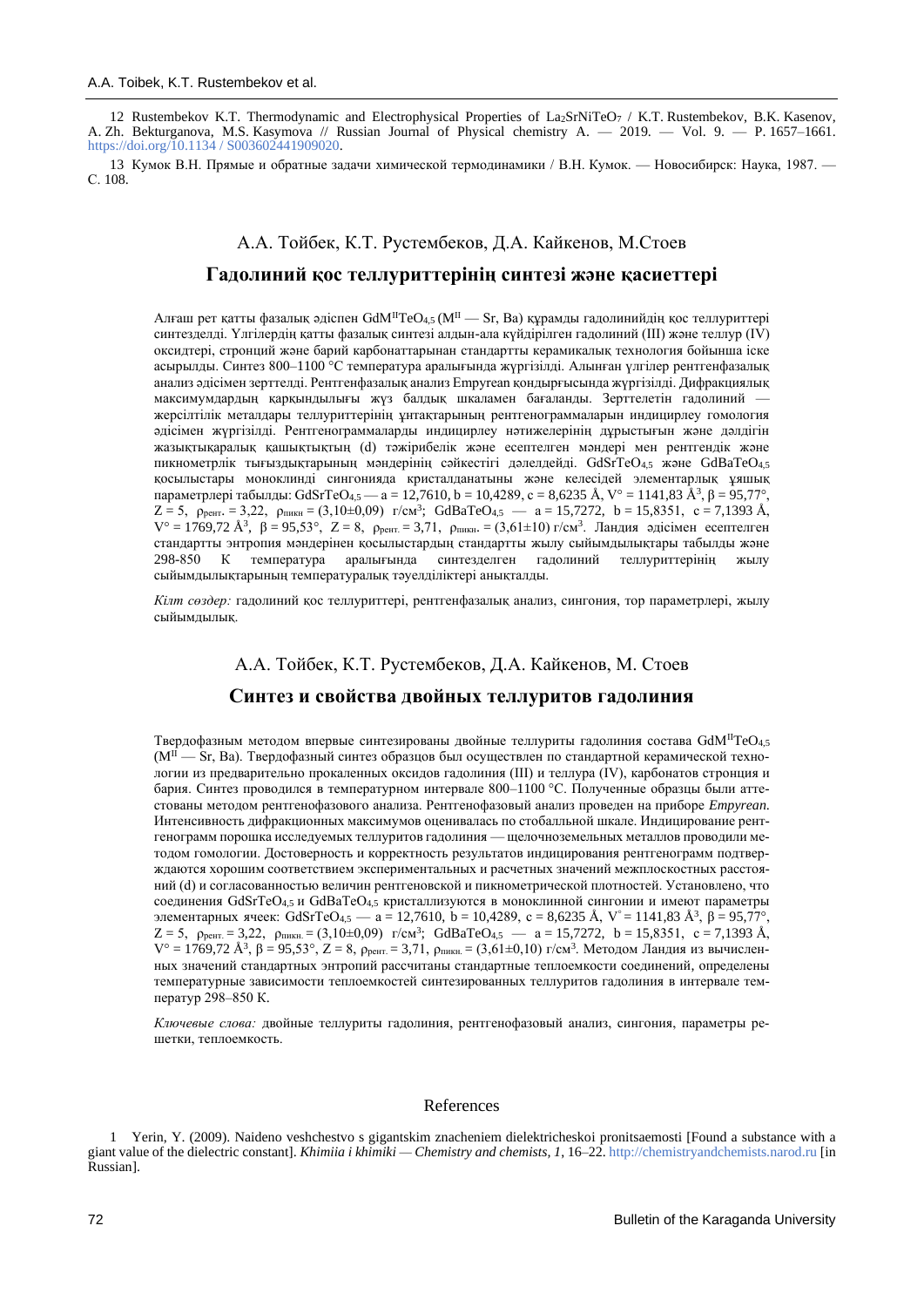12 Rustembekov K.T. Thermodynamic and Electrophysical Properties of $La_2SrNiTeO_7$ / K.T. Rustembekov, B.K. Kasenov, A. Zh. Bekturganova, M.S. Kasymova // Russian Journal of Physical chemistry A. — 2019. — Vol. 9. — P. 1657–1661. https://doi.org/10.1134 / S003602441909020.

13 Кумок В.Н. Прямые и обратные задачи химической термодинамики / В.Н. Кумок. — Новосибирск: Наука, 1987. — С. 108.

А.А. Тойбек, К.Т. Рустембеков, Д.А. Кайкенов, М.Стоев

## Гадолиний қос теллуриттерінің синтезі және қасиеттері

Алғаш рет қатты фазалық әдіспен $GdM^{II}TeO_{4,5}$ ($M^{II}$ — Sr, Ba) құрамды гадолинийдің қос теллуриттері синтезделді. Үлгілердің қатты фазалық синтезі алдын-ала күйдірілген гадолиний (III) және теллур (IV) оксидтері, стронций және барий карбонаттарынан стандартты керамикалық технология бойынша іске асырылды. Синтез 800–1100 °С температура аралығында жүргізілді. Алынған үлгілер рентгенфазалық анализ әдісімен зерттелді. Рентгенфазалық анализ Empyrean қондырғысында жүргізілді. Дифракциялық максимумдардың қарқындылығы жүз балдық шкаламен бағаланды. Зерттелетін гадолиний — жерсілтілік металдары теллуриттерінің ұнтақтарының рентгенограммаларын индицирлеу гомология әдісімен жүргізілді. Рентгенограммаларды индицирлеу нәтижелерінің дұрыстығын және дәлдігін жазықтықаралық қашықтықтың (d) тәжірибелік және есептелген мәндері мен рентгендік және пикнометрлік тығыздықтарының мәндерінің сәйкестігі дәлелдейді. $GdSrTeO_{4,5}$ және $GdBaTeO_{4,5}$ қосылыстары моноклинді сингонияда кристалданатыны және келесідей элементарлық ұяшық параметрлері табылды: $GdSrTeO_{4,5}$ — a = 12,7610, b = 10,4289, c = 8,6235 Å, V° = 1141,83 Å$^3$, β = 95,77°, Z = 5, $\rho_{рент.}$ = 3,22, $\rho_{пикн}$ = (3,10±0,09) г/см$^3$; $GdBaTeO_{4,5}$ — a = 15,7272, b = 15,8351, c = 7,1393 Å, V° = 1769,72 Å$^3$, β = 95,53°, Z = 8, $\rho_{рент.}$ = 3,71, $\rho_{пикн.}$ = (3,61±10) г/см$^3$. Ландия әдісімен есептелген стандартты энтропия мәндерінен қосылыстардың стандартты жылу сыйымдылықтары табылды және 298-850 К температура аралығында синтезделген гадолиний теллуриттерінің жылу сыйымдылықтарының температуралық тәуелділіктері анықталды.

*Кілт сөздер:* гадолиний қос теллуриттері, рентгенфазалық анализ, сингония, тор параметрлері, жылу сыйымдылық.

А.А. Тойбек, К.Т. Рустембеков, Д.А. Кайкенов, М. Стоев

## Синтез и свойства двойных теллуритов гадолиния

Твердофазным методом впервые синтезированы двойные теллуриты гадолиния состава $GdM^{II}TeO_{4,5}$ ($M^{II}$ — Sr, Ba). Твердофазный синтез образцов был осуществлен по стандартной керамической технологии из предварительно прокаленных оксидов гадолиния (III) и теллура (IV), карбонатов стронция и бария. Синтез проводился в температурном интервале 800–1100 °С. Полученные образцы были аттестованы методом рентгенофазового анализа. Рентгенофазовый анализ проведен на приборе *Empyrean*. Интенсивность дифракционных максимумов оценивалась по стобалльной шкале. Индицирование рентгенограмм порошка исследуемых теллуритов гадолиния — щелочноземельных металлов проводили методом гомологии. Достоверность и корректность результатов индицирования рентгенограмм подтверждаются хорошим соответствием экспериментальных и расчетных значений межплоскостных расстояний (d) и согласованностью величин рентгеновской и пикнометрической плотностей. Установлено, что соединения $GdSrTeO_{4,5}$ и $GdBaTeO_{4,5}$ кристаллизуются в моноклинной сингонии и имеют параметры элементарных ячеек: $GdSrTeO_{4,5}$ — a = 12,7610, b = 10,4289, c = 8,6235 Å, V° = 1141,83 Å$^3$, β = 95,77°, Z = 5, $\rho_{рент.}$ = 3,22, $\rho_{пикн.}$ = (3,10±0,09) г/см$^3$; $GdBaTeO_{4,5}$ — a = 15,7272, b = 15,8351, c = 7,1393 Å, V° = 1769,72 Å$^3$, β = 95,53°, Z = 8, $\rho_{рент.}$ = 3,71, $\rho_{пикн.}$ = (3,61±0,10) г/см$^3$. Методом Ландия из вычисленных значений стандартных энтропий рассчитаны стандартные теплоемкости соединений, определены температурные зависимости теплоемкостей синтезированных теллуритов гадолиния в интервале температур 298–850 К.

*Ключевые слова:* двойные теллуриты гадолиния, рентгенофазовый анализ, сингония, параметры решетки, теплоемкость.

## References

1 Yerin, Y. (2009). Naideno veshchestvo s gigantskim znacheniem dielektricheskoi pronitsaemosti [Found a substance with a giant value of the dielectric constant]. *Khimiia i khimiki — Chemistry and chemists, 1*, 16–22. http://chemistryandchemists.narod.ru [in Russian].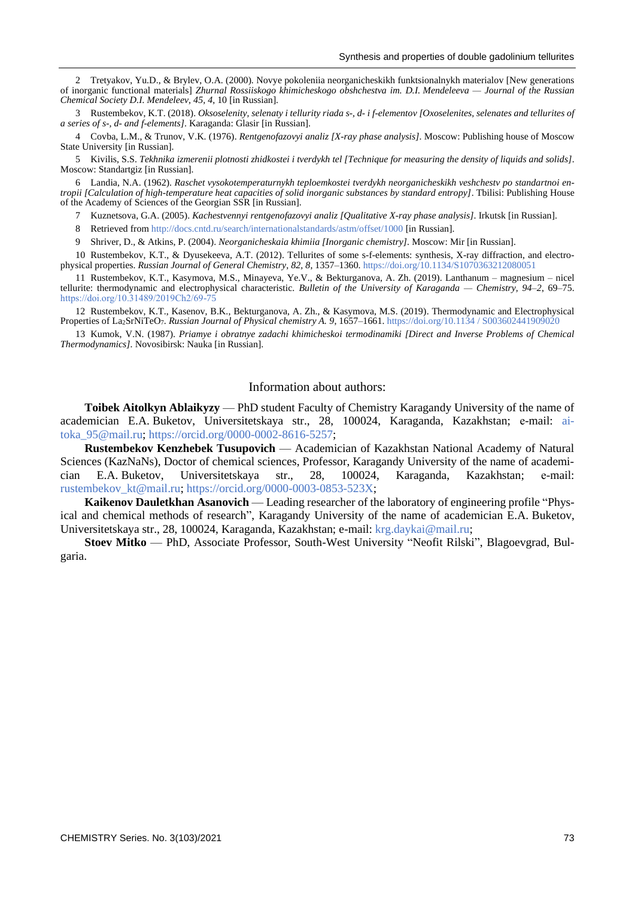2 Tretyakov, Yu.D., & Brylev, O.A. (2000). Novye pokoleniia neorganicheskikh funktsionalnykh materialov [New generations of inorganic functional materials] *Zhurnal Rossiiskogo khimicheskogo obshchestva im. D.I. Mendeleeva — Journal of the Russian Chemical Society D.I. Mendeleev, 45, 4*, 10 [in Russian].

3 Rustembekov, K.T. (2018). *Oksoselenity, selenaty i tellurity riada s-, d- i f-elementov [Oxoselenites, selenates and tellurites of a series of s-, d- and f-elements]*. Karaganda: Glasir [in Russian].

4 Covba, L.M., & Trunov, V.K. (1976). *Rentgenofazovyi analiz [X-ray phase analysis]*. Moscow: Publishing house of Moscow State University [in Russian].

5 Kivilis, S.S. *Tekhnika izmerenii plotnosti zhidkostei i tverdykh tel [Technique for measuring the density of liquids and solids]*. Moscow: Standartgiz [in Russian].

6 Landia, N.A. (1962). *Raschet vysokotemperaturnykh teploemkostei tverdykh neorganicheskikh veshchestv po standartnoi entropii [Calculation of high-temperature heat capacities of solid inorganic substances by standard entropy]*. Tbilisi: Publishing House of the Academy of Sciences of the Georgian SSR [in Russian].

7 Kuznetsova, G.A. (2005). *Kachestvennyi rentgenofazovyi analiz [Qualitative X-ray phase analysis]*. Irkutsk [in Russian].

8 Retrieved from http://docs.cntd.ru/search/internationalstandards/astm/offset/1000 [in Russian].

9 Shriver, D., & Atkins, P. (2004). *Neorganicheskaia khimiia [Inorganic chemistry]*. Moscow: Mir [in Russian].

10 Rustembekov, K.T., & Dyusekeeva, A.T. (2012). Tellurites of some s-f-elements: synthesis, X-ray diffraction, and electrophysical properties. *Russian Journal of General Chemistry, 82, 8*, 1357–1360. https://doi.org/10.1134/S1070363212080051

11 Rustembekov, K.T., Kasymova, M.S., Minayeva, Ye.V., & Bekturganova, A. Zh. (2019). Lanthanum – magnesium – nicel tellurite: thermodynamic and electrophysical characteristic. *Bulletin of the University of Karaganda — Chemistry, 94–2*, 69–75. https://doi.org/10.31489/2019Ch2/69-75

12 Rustembekov, K.T., Kasenov, B.K., Bekturganova, A. Zh., & Kasymova, M.S. (2019). Thermodynamic and Electrophysical Properties of $La_2SrNiTeO_7$. *Russian Journal of Physical chemistry A. 9*, 1657–1661. https://doi.org/10.1134 / S0036024419090200

13 Kumok, V.N. (1987). *Priamye i obratnye zadachi khimicheskoi termodinamiki [Direct and Inverse Problems of Chemical Thermodynamics]*. Novosibirsk: Nauka [in Russian].

## Information about authors:

**Toibek Aitolkyn Ablaikyzy** — PhD student Faculty of Chemistry Karagandy University of the name of academician E.A. Buketov, Universitetskaya str., 28, 100024, Karaganda, Kazakhstan; e-mail: aitoka_95@mail.ru; https://orcid.org/0000-0002-8616-5257;

**Rustembekov Kenzhebek Tusupovich** — Academician of Kazakhstan National Academy of Natural Sciences (KazNaNs), Doctor of chemical sciences, Professor, Karagandy University of the name of academician E.A. Buketov, Universitetskaya str., 28, 100024, Karaganda, Kazakhstan; e-mail: rustembekov_kt@mail.ru; https://orcid.org/0000-0003-0853-523X;

**Kaikenov Dauletkhan Asanovich** — Leading researcher of the laboratory of engineering profile "Physical and chemical methods of research", Karagandy University of the name of academician E.A. Buketov, Universitetskaya str., 28, 100024, Karaganda, Kazakhstan; e-mail: krg.daykai@mail.ru;

**Stoev Mitko** — PhD, Associate Professor, South-West University "Neofit Rilski", Blagoevgrad, Bulgaria.